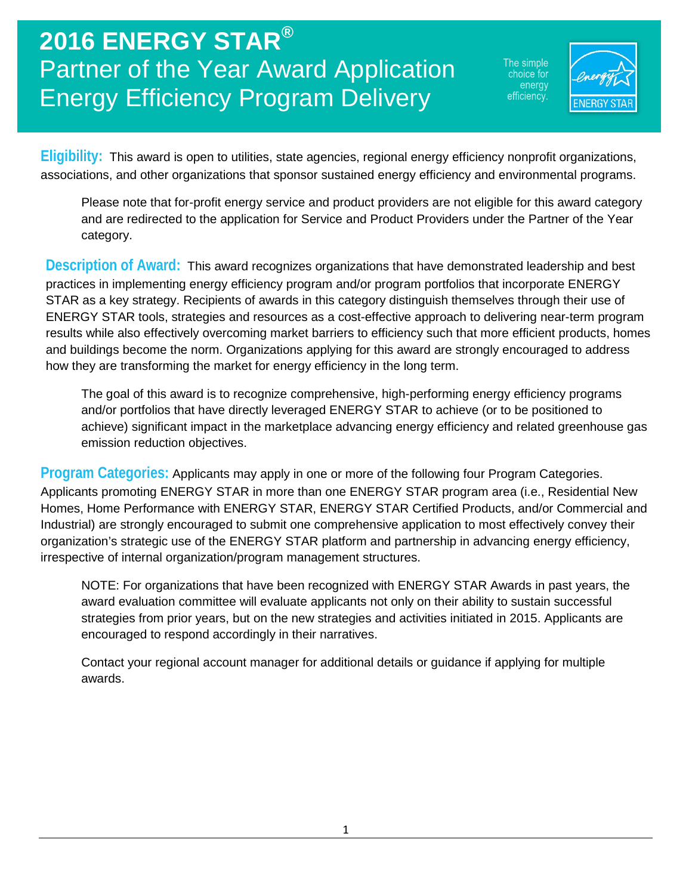# 2016 ENERGY STAR®
# Partner of the Year Award Application
# Energy Efficiency Program Delivery

The simple choice for energy efficiency.

**Eligibility:** This award is open to utilities, state agencies, regional energy efficiency nonprofit organizations, associations, and other organizations that sponsor sustained energy efficiency and environmental programs.

> Please note that for-profit energy service and product providers are not eligible for this award category and are redirected to the application for Service and Product Providers under the Partner of the Year category.

**Description of Award:** This award recognizes organizations that have demonstrated leadership and best practices in implementing energy efficiency program and/or program portfolios that incorporate ENERGY STAR as a key strategy. Recipients of awards in this category distinguish themselves through their use of ENERGY STAR tools, strategies and resources as a cost-effective approach to delivering near-term program results while also effectively overcoming market barriers to efficiency such that more efficient products, homes and buildings become the norm. Organizations applying for this award are strongly encouraged to address how they are transforming the market for energy efficiency in the long term.

> The goal of this award is to recognize comprehensive, high-performing energy efficiency programs and/or portfolios that have directly leveraged ENERGY STAR to achieve (or to be positioned to achieve) significant impact in the marketplace advancing energy efficiency and related greenhouse gas emission reduction objectives.

**Program Categories:** Applicants may apply in one or more of the following four Program Categories. Applicants promoting ENERGY STAR in more than one ENERGY STAR program area (i.e., Residential New Homes, Home Performance with ENERGY STAR, ENERGY STAR Certified Products, and/or Commercial and Industrial) are strongly encouraged to submit one comprehensive application to most effectively convey their organization's strategic use of the ENERGY STAR platform and partnership in advancing energy efficiency, irrespective of internal organization/program management structures.

> NOTE: For organizations that have been recognized with ENERGY STAR Awards in past years, the award evaluation committee will evaluate applicants not only on their ability to sustain successful strategies from prior years, but on the new strategies and activities initiated in 2015. Applicants are encouraged to respond accordingly in their narratives.
>
> Contact your regional account manager for additional details or guidance if applying for multiple awards.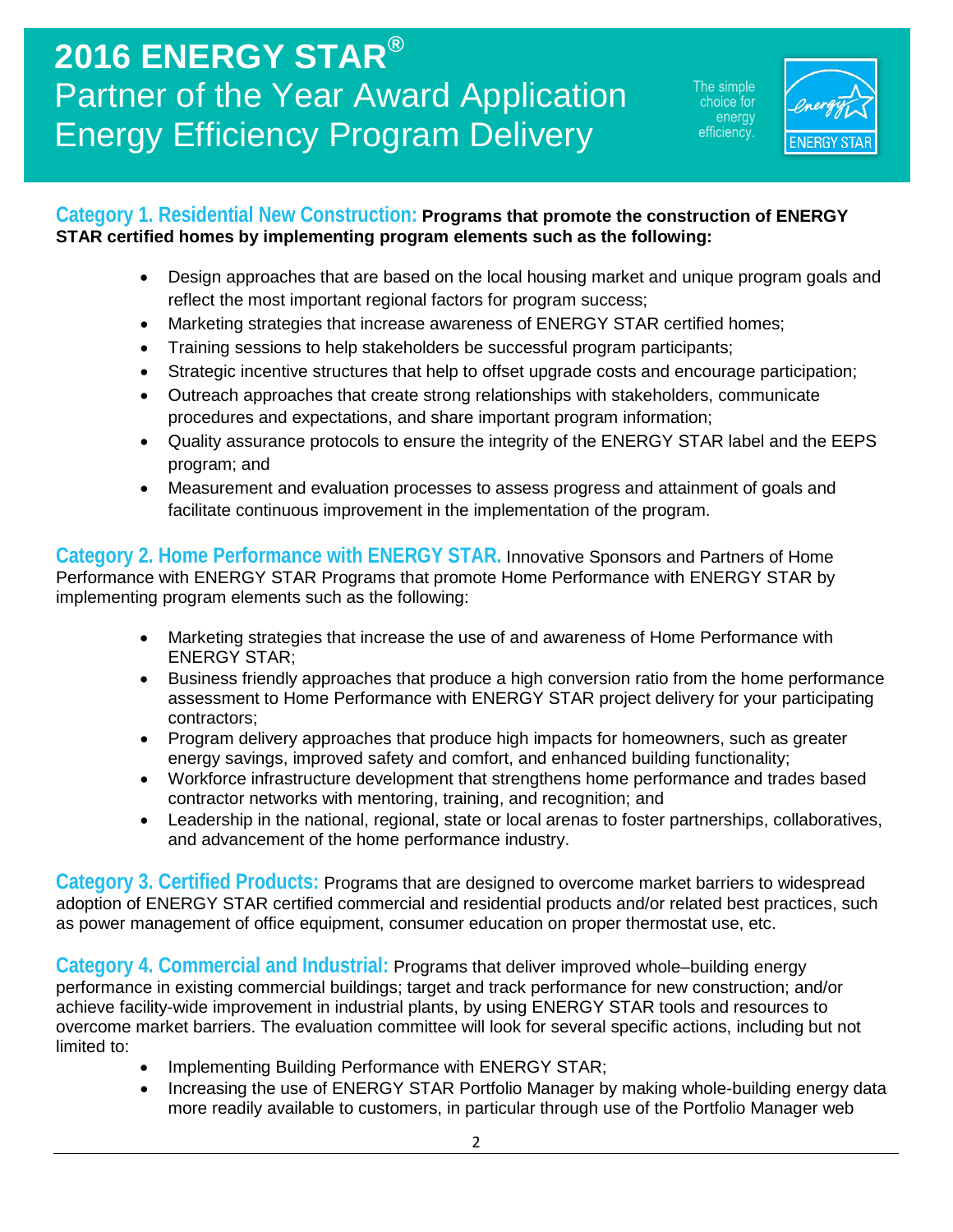# 2016 ENERGY STAR®

## Partner of the Year Award Application Energy Efficiency Program Delivery

The simple choice for energy efficiency.

**Category 1. Residential New Construction: Programs that promote the construction of ENERGY STAR certified homes by implementing program elements such as the following:**

- Design approaches that are based on the local housing market and unique program goals and reflect the most important regional factors for program success;
- Marketing strategies that increase awareness of ENERGY STAR certified homes;
- Training sessions to help stakeholders be successful program participants;
- Strategic incentive structures that help to offset upgrade costs and encourage participation;
- Outreach approaches that create strong relationships with stakeholders, communicate procedures and expectations, and share important program information;
- Quality assurance protocols to ensure the integrity of the ENERGY STAR label and the EEPS program; and
- Measurement and evaluation processes to assess progress and attainment of goals and facilitate continuous improvement in the implementation of the program.

**Category 2. Home Performance with ENERGY STAR.** Innovative Sponsors and Partners of Home Performance with ENERGY STAR Programs that promote Home Performance with ENERGY STAR by implementing program elements such as the following:

- Marketing strategies that increase the use of and awareness of Home Performance with ENERGY STAR;
- Business friendly approaches that produce a high conversion ratio from the home performance assessment to Home Performance with ENERGY STAR project delivery for your participating contractors;
- Program delivery approaches that produce high impacts for homeowners, such as greater energy savings, improved safety and comfort, and enhanced building functionality;
- Workforce infrastructure development that strengthens home performance and trades based contractor networks with mentoring, training, and recognition; and
- Leadership in the national, regional, state or local arenas to foster partnerships, collaboratives, and advancement of the home performance industry.

**Category 3. Certified Products:** Programs that are designed to overcome market barriers to widespread adoption of ENERGY STAR certified commercial and residential products and/or related best practices, such as power management of office equipment, consumer education on proper thermostat use, etc.

**Category 4. Commercial and Industrial:** Programs that deliver improved whole–building energy performance in existing commercial buildings; target and track performance for new construction; and/or achieve facility-wide improvement in industrial plants, by using ENERGY STAR tools and resources to overcome market barriers. The evaluation committee will look for several specific actions, including but not limited to:

- Implementing Building Performance with ENERGY STAR;
- Increasing the use of ENERGY STAR Portfolio Manager by making whole-building energy data more readily available to customers, in particular through use of the Portfolio Manager web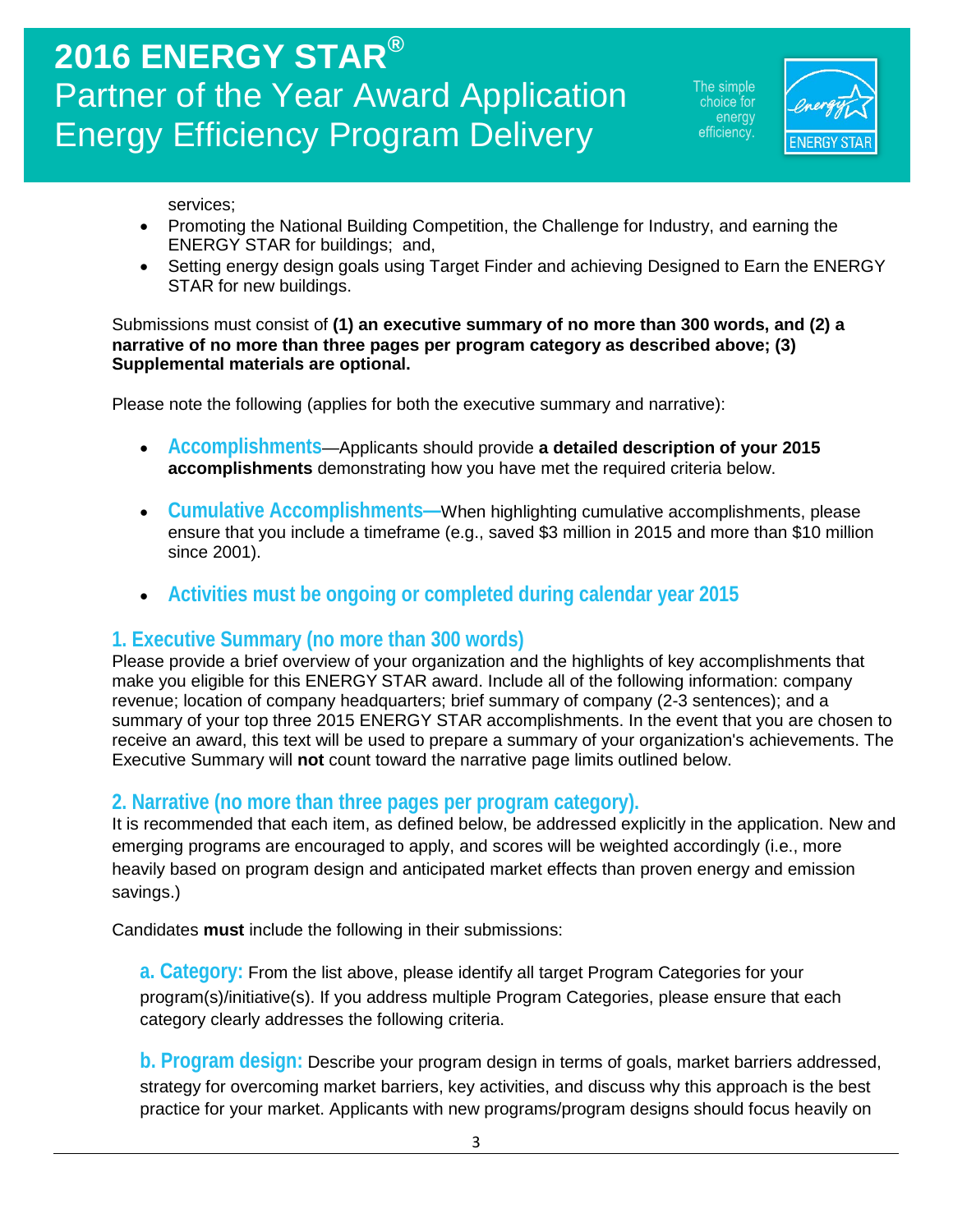services;

- Promoting the National Building Competition, the Challenge for Industry, and earning the ENERGY STAR for buildings; and,
- Setting energy design goals using Target Finder and achieving Designed to Earn the ENERGY STAR for new buildings.

Submissions must consist of **(1) an executive summary of no more than 300 words, and (2) a narrative of no more than three pages per program category as described above; (3) Supplemental materials are optional.**

Please note the following (applies for both the executive summary and narrative):

- **Accomplishments**—Applicants should provide **a detailed description of your 2015 accomplishments** demonstrating how you have met the required criteria below.
- **Cumulative Accomplishments—**When highlighting cumulative accomplishments, please ensure that you include a timeframe (e.g., saved $3 million in 2015 and more than $10 million since 2001).
- **Activities must be ongoing or completed during calendar year 2015**

## 1. Executive Summary (no more than 300 words)

Please provide a brief overview of your organization and the highlights of key accomplishments that make you eligible for this ENERGY STAR award. Include all of the following information: company revenue; location of company headquarters; brief summary of company (2-3 sentences); and a summary of your top three 2015 ENERGY STAR accomplishments. In the event that you are chosen to receive an award, this text will be used to prepare a summary of your organization's achievements. The Executive Summary will **not** count toward the narrative page limits outlined below.

## 2. Narrative (no more than three pages per program category).

It is recommended that each item, as defined below, be addressed explicitly in the application. New and emerging programs are encouraged to apply, and scores will be weighted accordingly (i.e., more heavily based on program design and anticipated market effects than proven energy and emission savings.)

Candidates **must** include the following in their submissions:

**a. Category:** From the list above, please identify all target Program Categories for your program(s)/initiative(s). If you address multiple Program Categories, please ensure that each category clearly addresses the following criteria.

**b. Program design:** Describe your program design in terms of goals, market barriers addressed, strategy for overcoming market barriers, key activities, and discuss why this approach is the best practice for your market. Applicants with new programs/program designs should focus heavily on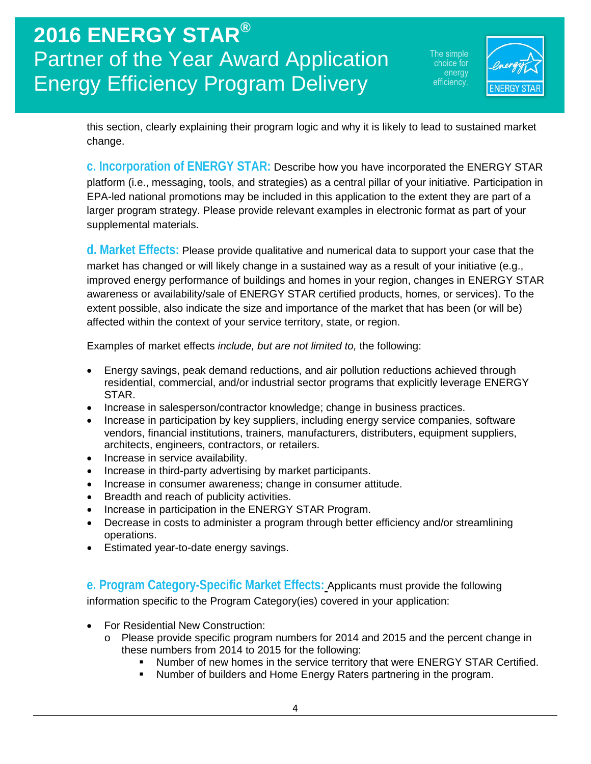this section, clearly explaining their program logic and why it is likely to lead to sustained market change.

**c. Incorporation of ENERGY STAR:** Describe how you have incorporated the ENERGY STAR platform (i.e., messaging, tools, and strategies) as a central pillar of your initiative. Participation in EPA-led national promotions may be included in this application to the extent they are part of a larger program strategy. Please provide relevant examples in electronic format as part of your supplemental materials.

**d. Market Effects:** Please provide qualitative and numerical data to support your case that the market has changed or will likely change in a sustained way as a result of your initiative (e.g., improved energy performance of buildings and homes in your region, changes in ENERGY STAR awareness or availability/sale of ENERGY STAR certified products, homes, or services). To the extent possible, also indicate the size and importance of the market that has been (or will be) affected within the context of your service territory, state, or region.

Examples of market effects *include, but are not limited to,* the following:

- Energy savings, peak demand reductions, and air pollution reductions achieved through residential, commercial, and/or industrial sector programs that explicitly leverage ENERGY STAR.
- Increase in salesperson/contractor knowledge; change in business practices.
- Increase in participation by key suppliers, including energy service companies, software vendors, financial institutions, trainers, manufacturers, distributers, equipment suppliers, architects, engineers, contractors, or retailers.
- Increase in service availability.
- Increase in third-party advertising by market participants.
- Increase in consumer awareness; change in consumer attitude.
- Breadth and reach of publicity activities.
- Increase in participation in the ENERGY STAR Program.
- Decrease in costs to administer a program through better efficiency and/or streamlining operations.
- Estimated year-to-date energy savings.

**e. Program Category-Specific Market Effects:** Applicants must provide the following information specific to the Program Category(ies) covered in your application:

- For Residential New Construction:
  - Please provide specific program numbers for 2014 and 2015 and the percent change in these numbers from 2014 to 2015 for the following:
    - Number of new homes in the service territory that were ENERGY STAR Certified.
    - Number of builders and Home Energy Raters partnering in the program.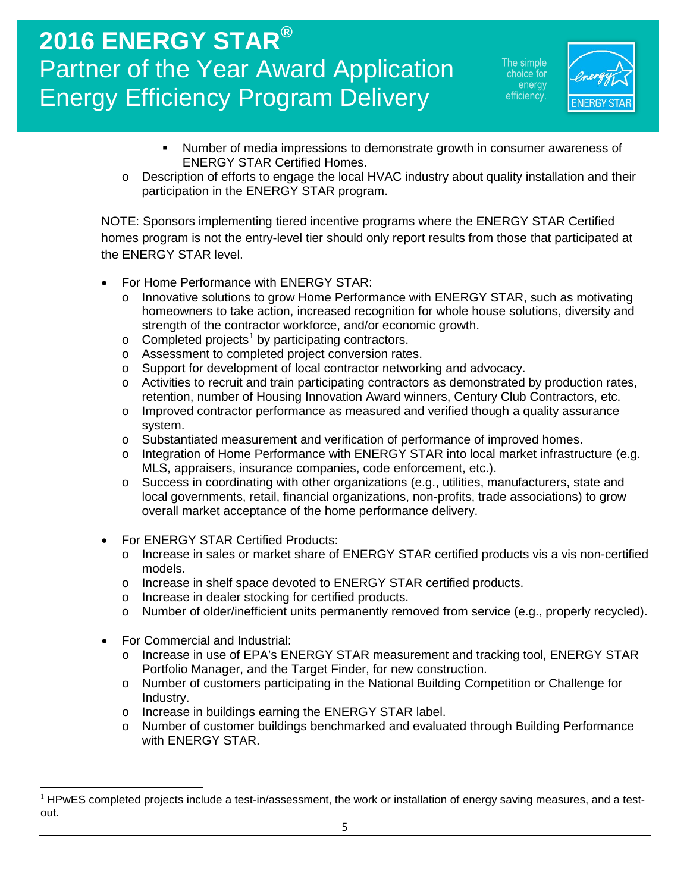- Number of media impressions to demonstrate growth in consumer awareness of ENERGY STAR Certified Homes.
- Description of efforts to engage the local HVAC industry about quality installation and their participation in the ENERGY STAR program.

NOTE: Sponsors implementing tiered incentive programs where the ENERGY STAR Certified homes program is not the entry-level tier should only report results from those that participated at the ENERGY STAR level.

- For Home Performance with ENERGY STAR:
  - Innovative solutions to grow Home Performance with ENERGY STAR, such as motivating homeowners to take action, increased recognition for whole house solutions, diversity and strength of the contractor workforce, and/or economic growth.
  - Completed projects[1] by participating contractors.
  - Assessment to completed project conversion rates.
  - Support for development of local contractor networking and advocacy.
  - Activities to recruit and train participating contractors as demonstrated by production rates, retention, number of Housing Innovation Award winners, Century Club Contractors, etc.
  - Improved contractor performance as measured and verified though a quality assurance system.
  - Substantiated measurement and verification of performance of improved homes.
  - Integration of Home Performance with ENERGY STAR into local market infrastructure (e.g. MLS, appraisers, insurance companies, code enforcement, etc.).
  - Success in coordinating with other organizations (e.g., utilities, manufacturers, state and local governments, retail, financial organizations, non-profits, trade associations) to grow overall market acceptance of the home performance delivery.

- For ENERGY STAR Certified Products:
  - Increase in sales or market share of ENERGY STAR certified products vis a vis non-certified models.
  - Increase in shelf space devoted to ENERGY STAR certified products.
  - Increase in dealer stocking for certified products.
  - Number of older/inefficient units permanently removed from service (e.g., properly recycled).

- For Commercial and Industrial:
  - Increase in use of EPA's ENERGY STAR measurement and tracking tool, ENERGY STAR Portfolio Manager, and the Target Finder, for new construction.
  - Number of customers participating in the National Building Competition or Challenge for Industry.
  - Increase in buildings earning the ENERGY STAR label.
  - Number of customer buildings benchmarked and evaluated through Building Performance with ENERGY STAR.

[1] HPwES completed projects include a test-in/assessment, the work or installation of energy saving measures, and a test-out.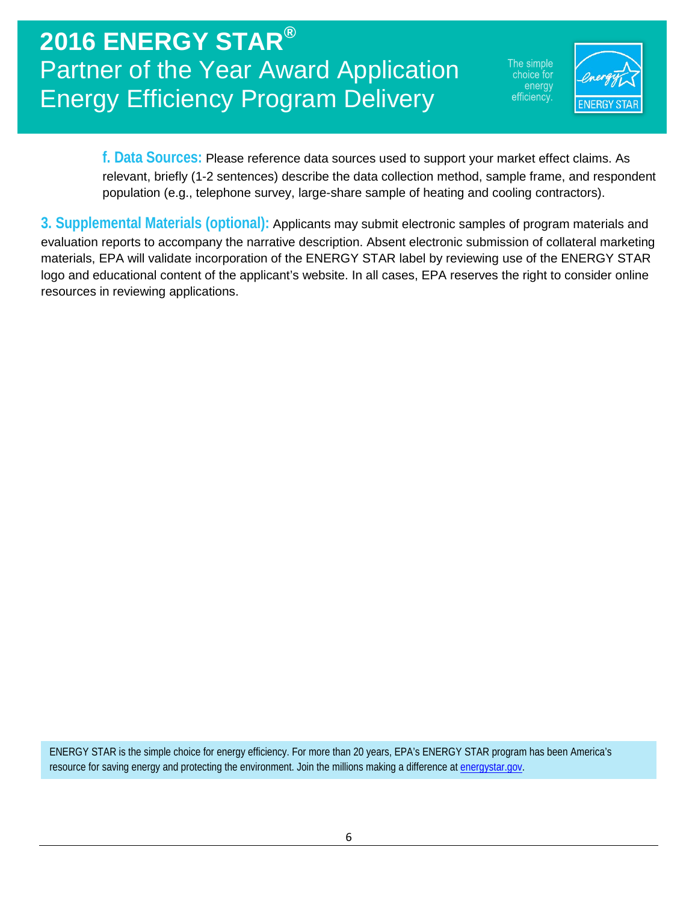**f. Data Sources:** Please reference data sources used to support your market effect claims. As relevant, briefly (1-2 sentences) describe the data collection method, sample frame, and respondent population (e.g., telephone survey, large-share sample of heating and cooling contractors).

**3. Supplemental Materials (optional):** Applicants may submit electronic samples of program materials and evaluation reports to accompany the narrative description. Absent electronic submission of collateral marketing materials, EPA will validate incorporation of the ENERGY STAR label by reviewing use of the ENERGY STAR logo and educational content of the applicant's website. In all cases, EPA reserves the right to consider online resources in reviewing applications.

ENERGY STAR is the simple choice for energy efficiency. For more than 20 years, EPA's ENERGY STAR program has been America's resource for saving energy and protecting the environment. Join the millions making a difference at energystar.gov.